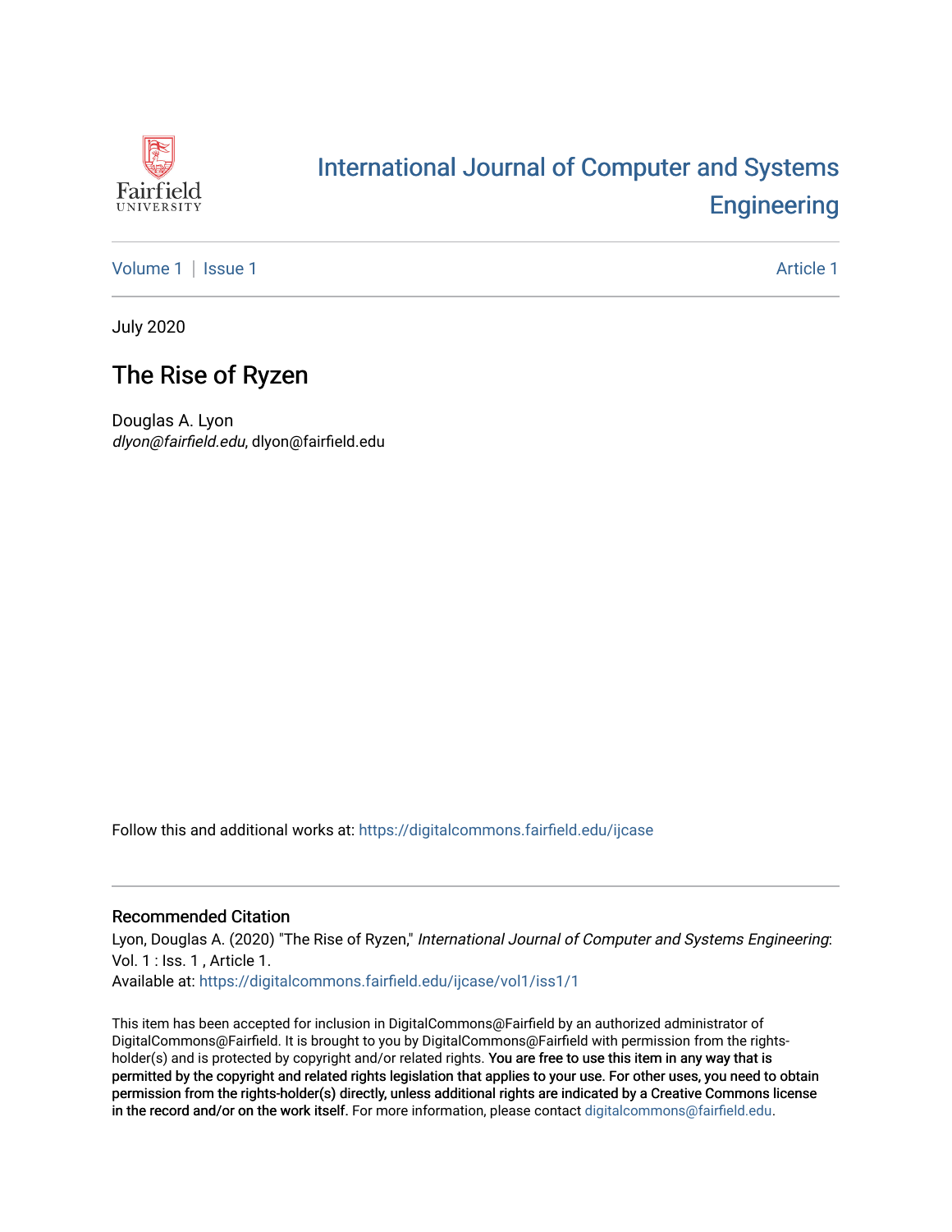# International Journal of Computer and Systems Engineering

Volume 1 | Issue 1 Article 1

July 2020

## The Rise of Ryzen

Douglas A. Lyon
*dlyon@fairfield.edu*, dlyon@fairfield.edu

Follow this and additional works at: https://digitalcommons.fairfield.edu/ijcase

### Recommended Citation

Lyon, Douglas A. (2020) "The Rise of Ryzen," *International Journal of Computer and Systems Engineering*: Vol. 1 : Iss. 1 , Article 1.
Available at: https://digitalcommons.fairfield.edu/ijcase/vol1/iss1/1

This item has been accepted for inclusion in DigitalCommons@Fairfield by an authorized administrator of DigitalCommons@Fairfield. It is brought to you by DigitalCommons@Fairfield with permission from the rights-holder(s) and is protected by copyright and/or related rights. **You are free to use this item in any way that is permitted by the copyright and related rights legislation that applies to your use. For other uses, you need to obtain permission from the rights-holder(s) directly, unless additional rights are indicated by a Creative Commons license in the record and/or on the work itself.** For more information, please contact digitalcommons@fairfield.edu.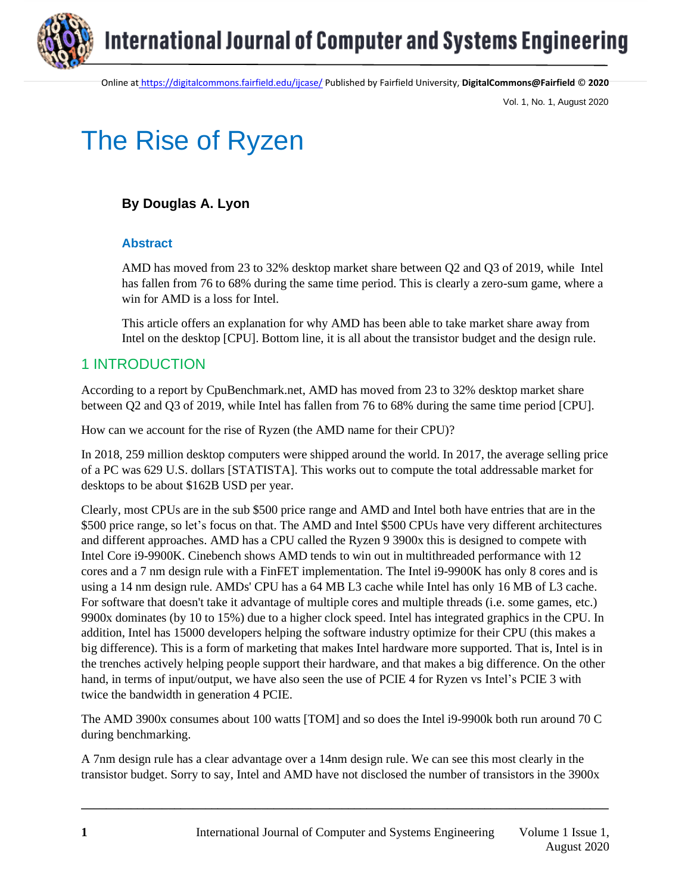# The Rise of Ryzen

**By Douglas A. Lyon**

### Abstract

AMD has moved from 23 to 32% desktop market share between Q2 and Q3 of 2019, while Intel has fallen from 76 to 68% during the same time period. This is clearly a zero-sum game, where a win for AMD is a loss for Intel.

This article offers an explanation for why AMD has been able to take market share away from Intel on the desktop [CPU]. Bottom line, it is all about the transistor budget and the design rule.

## 1 INTRODUCTION

According to a report by CpuBenchmark.net, AMD has moved from 23 to 32% desktop market share between Q2 and Q3 of 2019, while Intel has fallen from 76 to 68% during the same time period [CPU].

How can we account for the rise of Ryzen (the AMD name for their CPU)?

In 2018, 259 million desktop computers were shipped around the world. In 2017, the average selling price of a PC was 629 U.S. dollars [STATISTA]. This works out to compute the total addressable market for desktops to be about $162B USD per year.

Clearly, most CPUs are in the sub $500 price range and AMD and Intel both have entries that are in the $500 price range, so let's focus on that. The AMD and Intel $500 CPUs have very different architectures and different approaches. AMD has a CPU called the Ryzen 9 3900x this is designed to compete with Intel Core i9-9900K. Cinebench shows AMD tends to win out in multithreaded performance with 12 cores and a 7 nm design rule with a FinFET implementation. The Intel i9-9900K has only 8 cores and is using a 14 nm design rule. AMDs' CPU has a 64 MB L3 cache while Intel has only 16 MB of L3 cache. For software that doesn't take it advantage of multiple cores and multiple threads (i.e. some games, etc.) 9900x dominates (by 10 to 15%) due to a higher clock speed. Intel has integrated graphics in the CPU. In addition, Intel has 15000 developers helping the software industry optimize for their CPU (this makes a big difference). This is a form of marketing that makes Intel hardware more supported. That is, Intel is in the trenches actively helping people support their hardware, and that makes a big difference. On the other hand, in terms of input/output, we have also seen the use of PCIE 4 for Ryzen vs Intel's PCIE 3 with twice the bandwidth in generation 4 PCIE.

The AMD 3900x consumes about 100 watts [TOM] and so does the Intel i9-9900k both run around 70 C during benchmarking.

A 7nm design rule has a clear advantage over a 14nm design rule. We can see this most clearly in the transistor budget. Sorry to say, Intel and AMD have not disclosed the number of transistors in the 3900x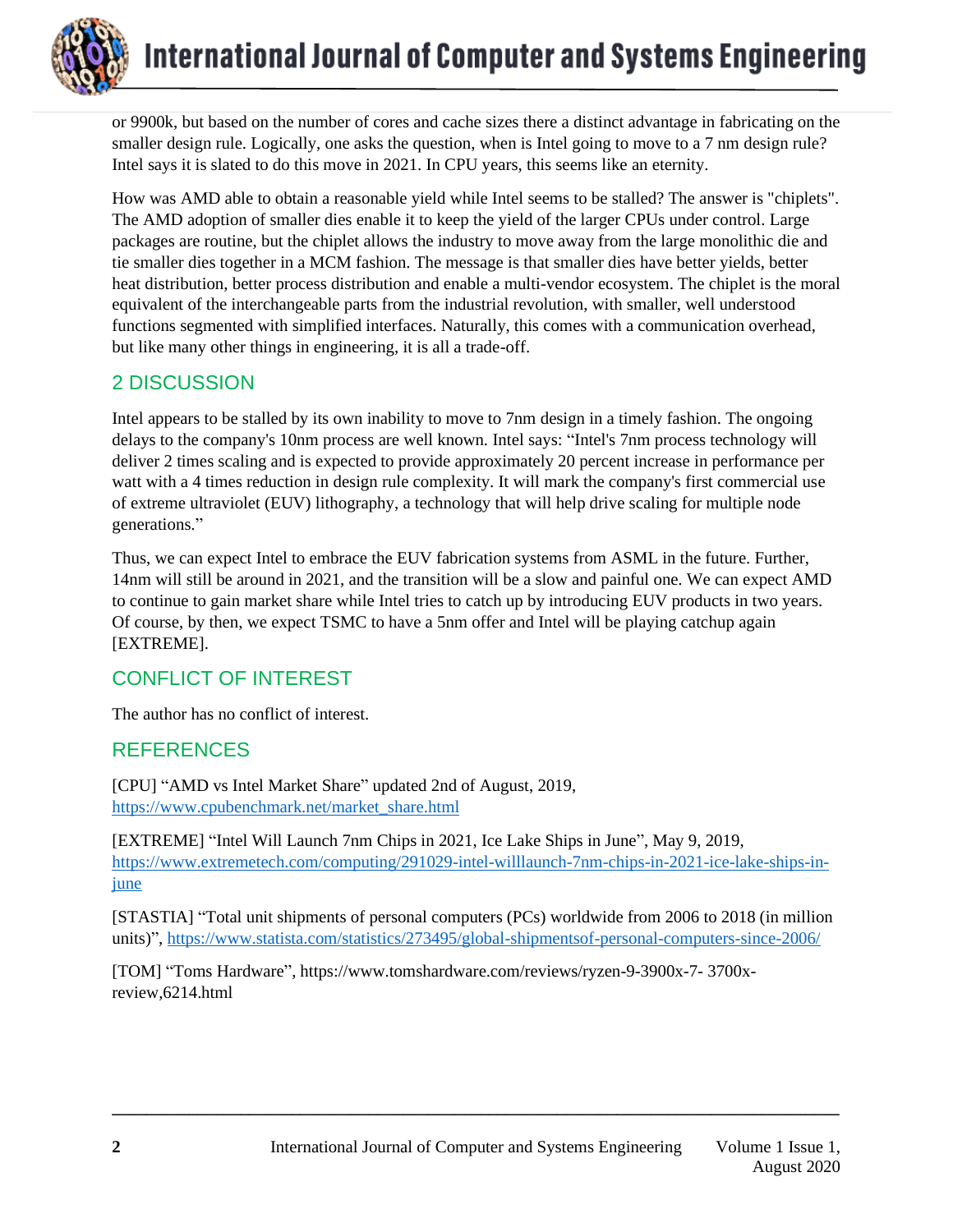or 9900k, but based on the number of cores and cache sizes there a distinct advantage in fabricating on the smaller design rule. Logically, one asks the question, when is Intel going to move to a 7 nm design rule? Intel says it is slated to do this move in 2021. In CPU years, this seems like an eternity.

How was AMD able to obtain a reasonable yield while Intel seems to be stalled? The answer is "chiplets". The AMD adoption of smaller dies enable it to keep the yield of the larger CPUs under control. Large packages are routine, but the chiplet allows the industry to move away from the large monolithic die and tie smaller dies together in a MCM fashion. The message is that smaller dies have better yields, better heat distribution, better process distribution and enable a multi-vendor ecosystem. The chiplet is the moral equivalent of the interchangeable parts from the industrial revolution, with smaller, well understood functions segmented with simplified interfaces. Naturally, this comes with a communication overhead, but like many other things in engineering, it is all a trade-off.

## 2 DISCUSSION

Intel appears to be stalled by its own inability to move to 7nm design in a timely fashion. The ongoing delays to the company's 10nm process are well known. Intel says: “Intel's 7nm process technology will deliver 2 times scaling and is expected to provide approximately 20 percent increase in performance per watt with a 4 times reduction in design rule complexity. It will mark the company's first commercial use of extreme ultraviolet (EUV) lithography, a technology that will help drive scaling for multiple node generations.”

Thus, we can expect Intel to embrace the EUV fabrication systems from ASML in the future. Further, 14nm will still be around in 2021, and the transition will be a slow and painful one. We can expect AMD to continue to gain market share while Intel tries to catch up by introducing EUV products in two years. Of course, by then, we expect TSMC to have a 5nm offer and Intel will be playing catchup again [EXTREME].

## CONFLICT OF INTEREST

The author has no conflict of interest.

## REFERENCES

[CPU] “AMD vs Intel Market Share” updated 2nd of August, 2019, https://www.cpubenchmark.net/market_share.html

[EXTREME] “Intel Will Launch 7nm Chips in 2021, Ice Lake Ships in June”, May 9, 2019, https://www.extremetech.com/computing/291029-intel-willlaunch-7nm-chips-in-2021-ice-lake-ships-in-june

[STASTIA] “Total unit shipments of personal computers (PCs) worldwide from 2006 to 2018 (in million units)”, https://www.statista.com/statistics/273495/global-shipmentsof-personal-computers-since-2006/

[TOM] “Toms Hardware”, https://www.tomshardware.com/reviews/ryzen-9-3900x-7- 3700x-review,6214.html